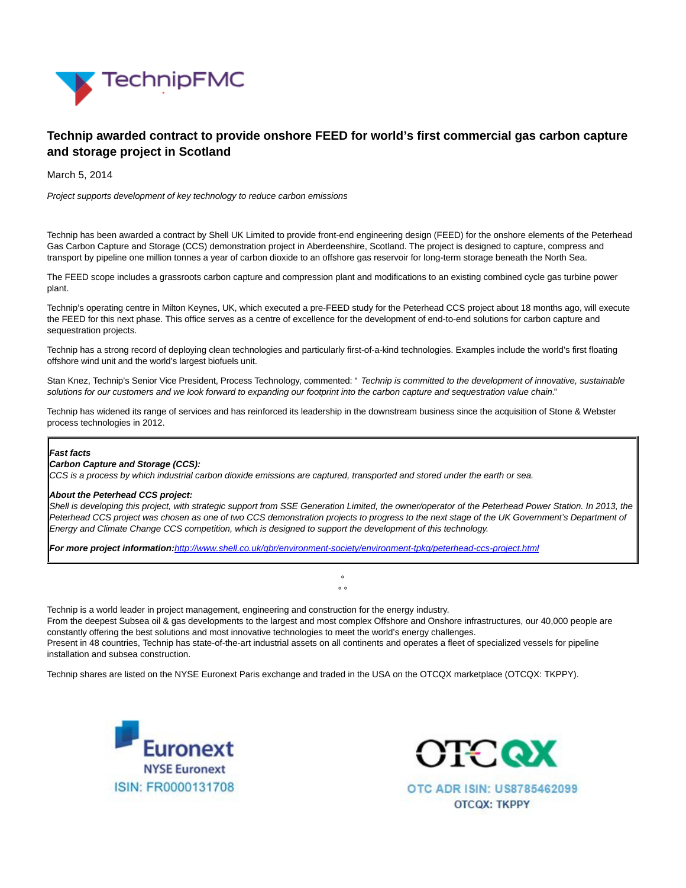# Technip awarded contract to provide onshore FEED for world's first commercial gas carbon capture and storage project in Scotland

March 5, 2014

*Project supports development of key technology to reduce carbon emissions*

Technip has been awarded a contract by Shell UK Limited to provide front-end engineering design (FEED) for the onshore elements of the Peterhead Gas Carbon Capture and Storage (CCS) demonstration project in Aberdeenshire, Scotland. The project is designed to capture, compress and transport by pipeline one million tonnes a year of carbon dioxide to an offshore gas reservoir for long-term storage beneath the North Sea.

The FEED scope includes a grassroots carbon capture and compression plant and modifications to an existing combined cycle gas turbine power plant.

Technip's operating centre in Milton Keynes, UK, which executed a pre-FEED study for the Peterhead CCS project about 18 months ago, will execute the FEED for this next phase. This office serves as a centre of excellence for the development of end-to-end solutions for carbon capture and sequestration projects.

Technip has a strong record of deploying clean technologies and particularly first-of-a-kind technologies. Examples include the world's first floating offshore wind unit and the world's largest biofuels unit.

Stan Knez, Technip's Senior Vice President, Process Technology, commented: " *Technip is committed to the development of innovative, sustainable solutions for our customers and we look forward to expanding our footprint into the carbon capture and sequestration value chain.*"

Technip has widened its range of services and has reinforced its leadership in the downstream business since the acquisition of Stone & Webster process technologies in 2012.

***Fast facts***
***Carbon Capture and Storage (CCS):***
*CCS is a process by which industrial carbon dioxide emissions are captured, transported and stored under the earth or sea.*

***About the Peterhead CCS project:***
*Shell is developing this project, with strategic support from SSE Generation Limited, the owner/operator of the Peterhead Power Station. In 2013, the Peterhead CCS project was chosen as one of two CCS demonstration projects to progress to the next stage of the UK Government's Department of Energy and Climate Change CCS competition, which is designed to support the development of this technology.*

***For more project information:****http://www.shell.co.uk/gbr/environment-society/environment-tpkg/peterhead-ccs-project.html*

°
° °

Technip is a world leader in project management, engineering and construction for the energy industry.
From the deepest Subsea oil & gas developments to the largest and most complex Offshore and Onshore infrastructures, our 40,000 people are constantly offering the best solutions and most innovative technologies to meet the world's energy challenges.
Present in 48 countries, Technip has state-of-the-art industrial assets on all continents and operates a fleet of specialized vessels for pipeline installation and subsea construction.

Technip shares are listed on the NYSE Euronext Paris exchange and traded in the USA on the OTCQX marketplace (OTCQX: TKPPY).

Euronext
NYSE Euronext
ISIN: FR0000131708

OTCQX
OTC ADR ISIN: US8785462099
OTCQX: TKPPY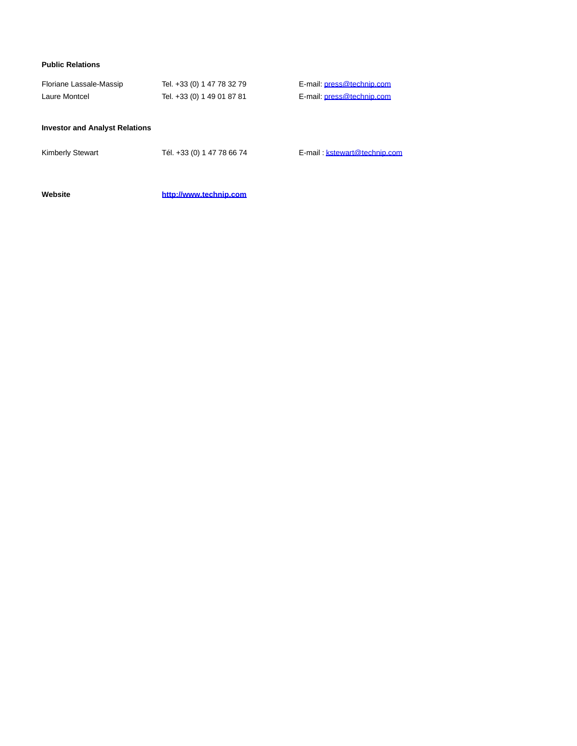**Public Relations**

| | | |
|---|---|---|
| Floriane Lassale-Massip | Tel. +33 (0) 1 47 78 32 79 | E-mail: press@technip.com |
| Laure Montcel | Tel. +33 (0) 1 49 01 87 81 | E-mail: press@technip.com |

**Investor and Analyst Relations**

| | | |
|---|---|---|
| Kimberly Stewart | Tél. +33 (0) 1 47 78 66 74 | E-mail : kstewart@technip.com |

**Website** **http://www.technip.com**